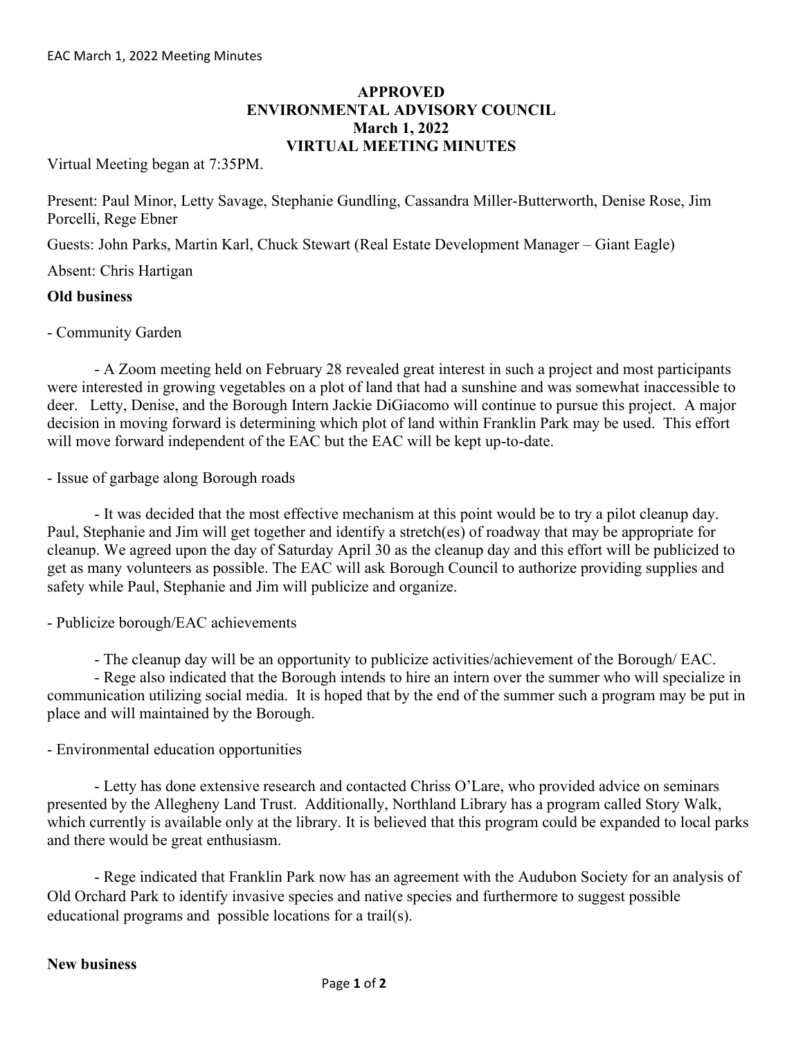**APPROVED**
**ENVIRONMENTAL ADVISORY COUNCIL**
**March 1, 2022**
**VIRTUAL MEETING MINUTES**

Virtual Meeting began at 7:35PM.

Present: Paul Minor, Letty Savage, Stephanie Gundling, Cassandra Miller-Butterworth, Denise Rose, Jim Porcelli, Rege Ebner

Guests: John Parks, Martin Karl, Chuck Stewart (Real Estate Development Manager – Giant Eagle)

Absent: Chris Hartigan

**Old business**

- Community Garden

  - A Zoom meeting held on February 28 revealed great interest in such a project and most participants were interested in growing vegetables on a plot of land that had a sunshine and was somewhat inaccessible to deer. Letty, Denise, and the Borough Intern Jackie DiGiacomo will continue to pursue this project. A major decision in moving forward is determining which plot of land within Franklin Park may be used. This effort will move forward independent of the EAC but the EAC will be kept up-to-date.

- Issue of garbage along Borough roads

  - It was decided that the most effective mechanism at this point would be to try a pilot cleanup day. Paul, Stephanie and Jim will get together and identify a stretch(es) of roadway that may be appropriate for cleanup. We agreed upon the day of Saturday April 30 as the cleanup day and this effort will be publicized to get as many volunteers as possible. The EAC will ask Borough Council to authorize providing supplies and safety while Paul, Stephanie and Jim will publicize and organize.

- Publicize borough/EAC achievements

  - The cleanup day will be an opportunity to publicize activities/achievement of the Borough/ EAC.
  - Rege also indicated that the Borough intends to hire an intern over the summer who will specialize in communication utilizing social media. It is hoped that by the end of the summer such a program may be put in place and will maintained by the Borough.

- Environmental education opportunities

  - Letty has done extensive research and contacted Chriss O'Lare, who provided advice on seminars presented by the Allegheny Land Trust. Additionally, Northland Library has a program called Story Walk, which currently is available only at the library. It is believed that this program could be expanded to local parks and there would be great enthusiasm.

  - Rege indicated that Franklin Park now has an agreement with the Audubon Society for an analysis of Old Orchard Park to identify invasive species and native species and furthermore to suggest possible educational programs and possible locations for a trail(s).

**New business**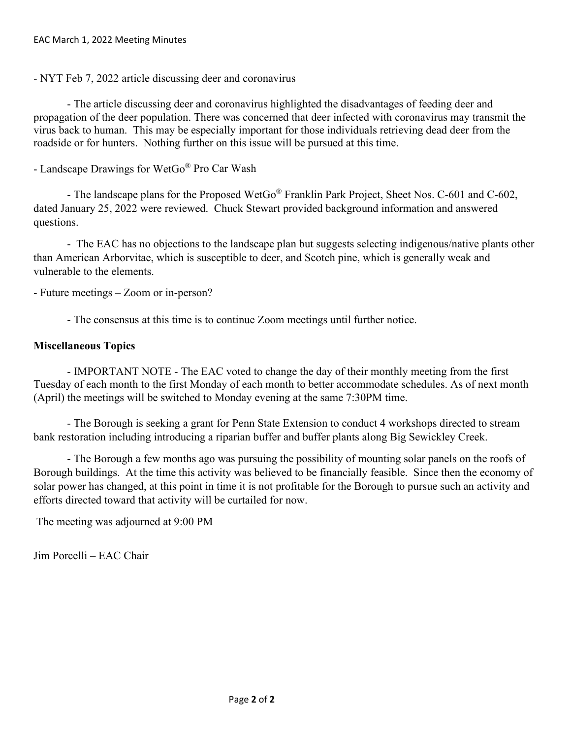- NYT Feb 7, 2022 article discussing deer and coronavirus

- The article discussing deer and coronavirus highlighted the disadvantages of feeding deer and propagation of the deer population. There was concerned that deer infected with coronavirus may transmit the virus back to human. This may be especially important for those individuals retrieving dead deer from the roadside or for hunters. Nothing further on this issue will be pursued at this time.

- Landscape Drawings for WetGo® Pro Car Wash

- The landscape plans for the Proposed WetGo® Franklin Park Project, Sheet Nos. C-601 and C-602, dated January 25, 2022 were reviewed. Chuck Stewart provided background information and answered questions.

- The EAC has no objections to the landscape plan but suggests selecting indigenous/native plants other than American Arborvitae, which is susceptible to deer, and Scotch pine, which is generally weak and vulnerable to the elements.

- Future meetings – Zoom or in-person?

- The consensus at this time is to continue Zoom meetings until further notice.

**Miscellaneous Topics**

- IMPORTANT NOTE - The EAC voted to change the day of their monthly meeting from the first Tuesday of each month to the first Monday of each month to better accommodate schedules. As of next month (April) the meetings will be switched to Monday evening at the same 7:30PM time.

- The Borough is seeking a grant for Penn State Extension to conduct 4 workshops directed to stream bank restoration including introducing a riparian buffer and buffer plants along Big Sewickley Creek.

- The Borough a few months ago was pursuing the possibility of mounting solar panels on the roofs of Borough buildings. At the time this activity was believed to be financially feasible. Since then the economy of solar power has changed, at this point in time it is not profitable for the Borough to pursue such an activity and efforts directed toward that activity will be curtailed for now.

The meeting was adjourned at 9:00 PM

Jim Porcelli – EAC Chair